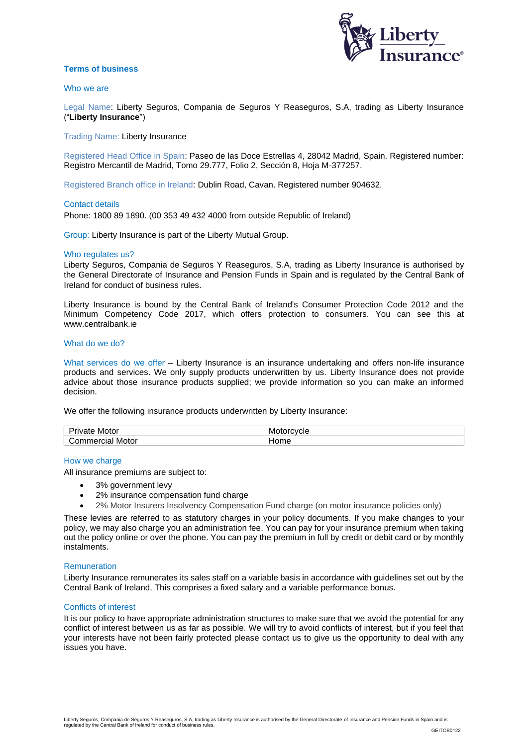## Terms of business

### Who we are

Legal Name: Liberty Seguros, Compania de Seguros Y Reaseguros, S.A, trading as Liberty Insurance ("**Liberty Insurance**")

Trading Name: Liberty Insurance

Registered Head Office in Spain: Paseo de las Doce Estrellas 4, 28042 Madrid, Spain. Registered number: Registro Mercantil de Madrid, Tomo 29.777, Folio 2, Sección 8, Hoja M-377257.

Registered Branch office in Ireland: Dublin Road, Cavan. Registered number 904632.

### Contact details

Phone: 1800 89 1890. (00 353 49 432 4000 from outside Republic of Ireland)

Group: Liberty Insurance is part of the Liberty Mutual Group.

### Who regulates us?

Liberty Seguros, Compania de Seguros Y Reaseguros, S.A, trading as Liberty Insurance is authorised by the General Directorate of Insurance and Pension Funds in Spain and is regulated by the Central Bank of Ireland for conduct of business rules.

Liberty Insurance is bound by the Central Bank of Ireland's Consumer Protection Code 2012 and the Minimum Competency Code 2017, which offers protection to consumers. You can see this at www.centralbank.ie

### What do we do?

What services do we offer – Liberty Insurance is an insurance undertaking and offers non-life insurance products and services. We only supply products underwritten by us. Liberty Insurance does not provide advice about those insurance products supplied; we provide information so you can make an informed decision.

We offer the following insurance products underwritten by Liberty Insurance:

| | |
|---|---|
| Private Motor | Motorcycle |
| Commercial Motor | Home |

### How we charge

All insurance premiums are subject to:

- 3% government levy
- 2% insurance compensation fund charge
- 2% Motor Insurers Insolvency Compensation Fund charge (on motor insurance policies only)

These levies are referred to as statutory charges in your policy documents. If you make changes to your policy, we may also charge you an administration fee. You can pay for your insurance premium when taking out the policy online or over the phone. You can pay the premium in full by credit or debit card or by monthly instalments.

### Remuneration

Liberty Insurance remunerates its sales staff on a variable basis in accordance with guidelines set out by the Central Bank of Ireland. This comprises a fixed salary and a variable performance bonus.

### Conflicts of interest

It is our policy to have appropriate administration structures to make sure that we avoid the potential for any conflict of interest between us as far as possible. We will try to avoid conflicts of interest, but if you feel that your interests have not been fairly protected please contact us to give us the opportunity to deal with any issues you have.

Liberty Seguros, Compania de Seguros Y Reaseguros, S.A, trading as Liberty Insurance is authorised by the General Directorate of Insurance and Pension Funds in Spain and is regulated by the Central Bank of Ireland for conduct of business rules.

GEITOB0122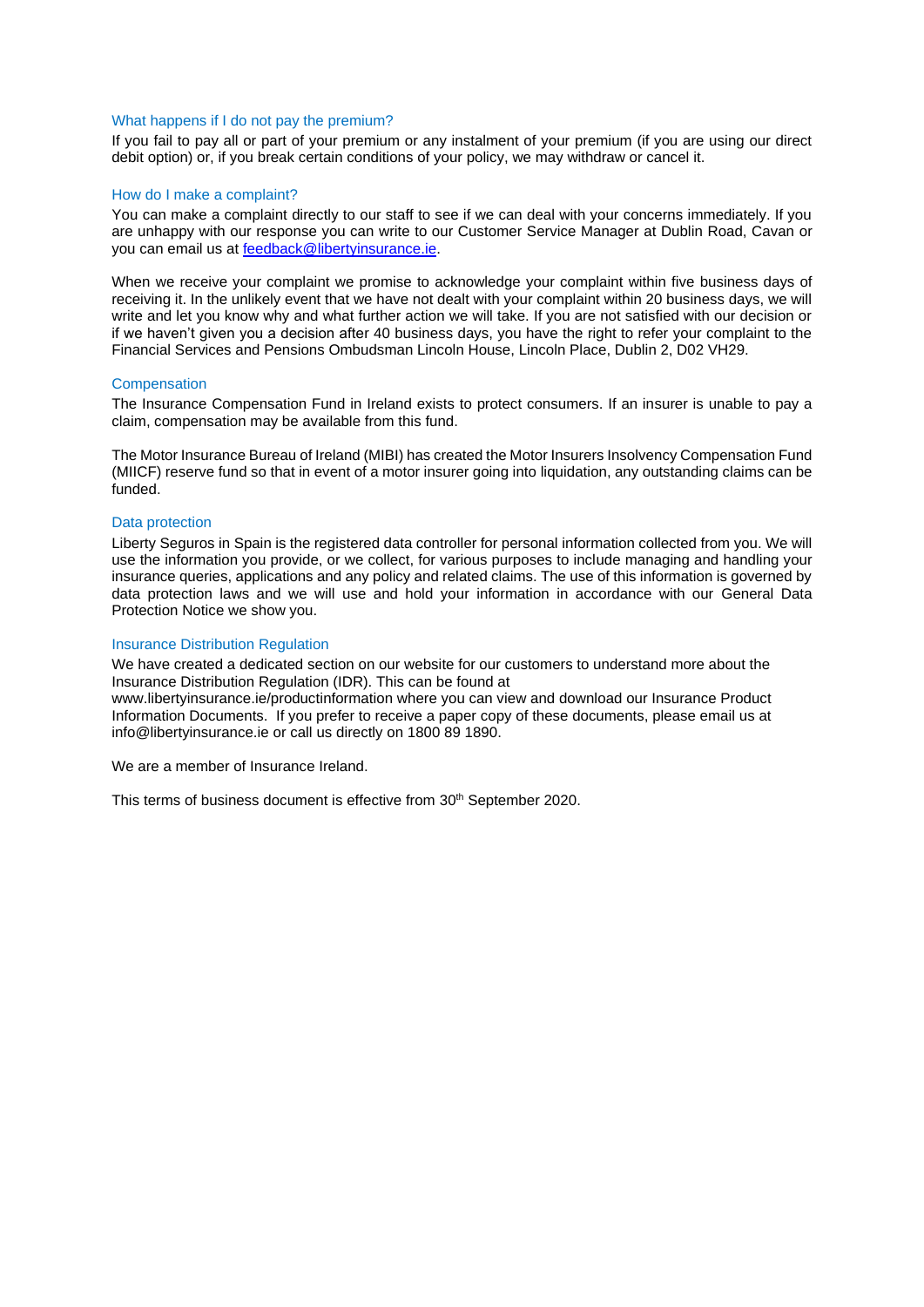## What happens if I do not pay the premium?

If you fail to pay all or part of your premium or any instalment of your premium (if you are using our direct debit option) or, if you break certain conditions of your policy, we may withdraw or cancel it.

## How do I make a complaint?

You can make a complaint directly to our staff to see if we can deal with your concerns immediately. If you are unhappy with our response you can write to our Customer Service Manager at Dublin Road, Cavan or you can email us at feedback@libertyinsurance.ie.

When we receive your complaint we promise to acknowledge your complaint within five business days of receiving it. In the unlikely event that we have not dealt with your complaint within 20 business days, we will write and let you know why and what further action we will take. If you are not satisfied with our decision or if we haven't given you a decision after 40 business days, you have the right to refer your complaint to the Financial Services and Pensions Ombudsman Lincoln House, Lincoln Place, Dublin 2, D02 VH29.

## Compensation

The Insurance Compensation Fund in Ireland exists to protect consumers. If an insurer is unable to pay a claim, compensation may be available from this fund.

The Motor Insurance Bureau of Ireland (MIBI) has created the Motor Insurers Insolvency Compensation Fund (MIICF) reserve fund so that in event of a motor insurer going into liquidation, any outstanding claims can be funded.

## Data protection

Liberty Seguros in Spain is the registered data controller for personal information collected from you. We will use the information you provide, or we collect, for various purposes to include managing and handling your insurance queries, applications and any policy and related claims. The use of this information is governed by data protection laws and we will use and hold your information in accordance with our General Data Protection Notice we show you.

## Insurance Distribution Regulation

We have created a dedicated section on our website for our customers to understand more about the Insurance Distribution Regulation (IDR). This can be found at www.libertyinsurance.ie/productinformation where you can view and download our Insurance Product Information Documents. If you prefer to receive a paper copy of these documents, please email us at info@libertyinsurance.ie or call us directly on 1800 89 1890.

We are a member of Insurance Ireland.

This terms of business document is effective from 30th September 2020.